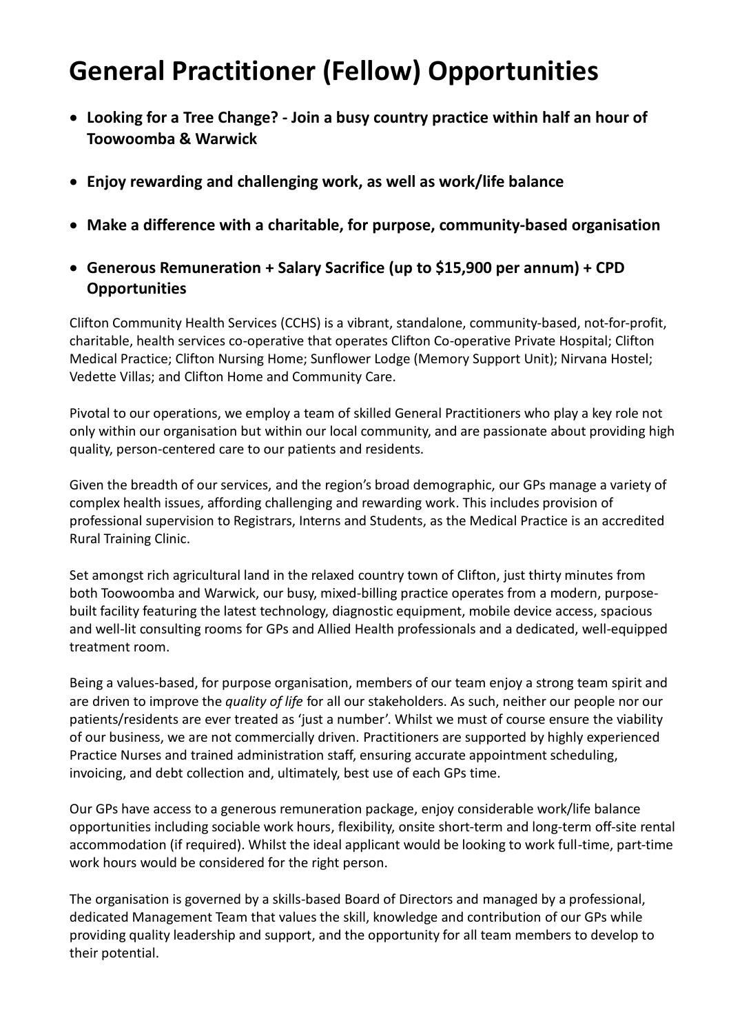# General Practitioner (Fellow) Opportunities

- **Looking for a Tree Change? - Join a busy country practice within half an hour of Toowoomba & Warwick**
- **Enjoy rewarding and challenging work, as well as work/life balance**
- **Make a difference with a charitable, for purpose, community-based organisation**
- **Generous Remuneration + Salary Sacrifice (up to $15,900 per annum) + CPD Opportunities**

Clifton Community Health Services (CCHS) is a vibrant, standalone, community-based, not-for-profit, charitable, health services co-operative that operates Clifton Co-operative Private Hospital; Clifton Medical Practice; Clifton Nursing Home; Sunflower Lodge (Memory Support Unit); Nirvana Hostel; Vedette Villas; and Clifton Home and Community Care.

Pivotal to our operations, we employ a team of skilled General Practitioners who play a key role not only within our organisation but within our local community, and are passionate about providing high quality, person-centered care to our patients and residents.

Given the breadth of our services, and the region's broad demographic, our GPs manage a variety of complex health issues, affording challenging and rewarding work. This includes provision of professional supervision to Registrars, Interns and Students, as the Medical Practice is an accredited Rural Training Clinic.

Set amongst rich agricultural land in the relaxed country town of Clifton, just thirty minutes from both Toowoomba and Warwick, our busy, mixed-billing practice operates from a modern, purpose-built facility featuring the latest technology, diagnostic equipment, mobile device access, spacious and well-lit consulting rooms for GPs and Allied Health professionals and a dedicated, well-equipped treatment room.

Being a values-based, for purpose organisation, members of our team enjoy a strong team spirit and are driven to improve the *quality of life* for all our stakeholders. As such, neither our people nor our patients/residents are ever treated as 'just a number'. Whilst we must of course ensure the viability of our business, we are not commercially driven. Practitioners are supported by highly experienced Practice Nurses and trained administration staff, ensuring accurate appointment scheduling, invoicing, and debt collection and, ultimately, best use of each GPs time.

Our GPs have access to a generous remuneration package, enjoy considerable work/life balance opportunities including sociable work hours, flexibility, onsite short-term and long-term off-site rental accommodation (if required). Whilst the ideal applicant would be looking to work full-time, part-time work hours would be considered for the right person.

The organisation is governed by a skills-based Board of Directors and managed by a professional, dedicated Management Team that values the skill, knowledge and contribution of our GPs while providing quality leadership and support, and the opportunity for all team members to develop to their potential.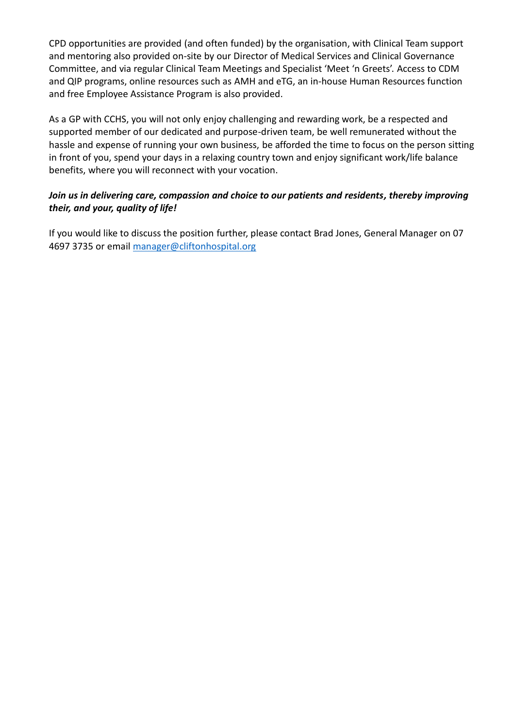CPD opportunities are provided (and often funded) by the organisation, with Clinical Team support and mentoring also provided on-site by our Director of Medical Services and Clinical Governance Committee, and via regular Clinical Team Meetings and Specialist 'Meet 'n Greets'. Access to CDM and QIP programs, online resources such as AMH and eTG, an in-house Human Resources function and free Employee Assistance Program is also provided.

As a GP with CCHS, you will not only enjoy challenging and rewarding work, be a respected and supported member of our dedicated and purpose-driven team, be well remunerated without the hassle and expense of running your own business, be afforded the time to focus on the person sitting in front of you, spend your days in a relaxing country town and enjoy significant work/life balance benefits, where you will reconnect with your vocation.

***Join us in delivering care, compassion and choice to our patients and residents, thereby improving their, and your, quality of life!***

If you would like to discuss the position further, please contact Brad Jones, General Manager on 07 4697 3735 or email [manager@cliftonhospital.org](mailto:manager@cliftonhospital.org)